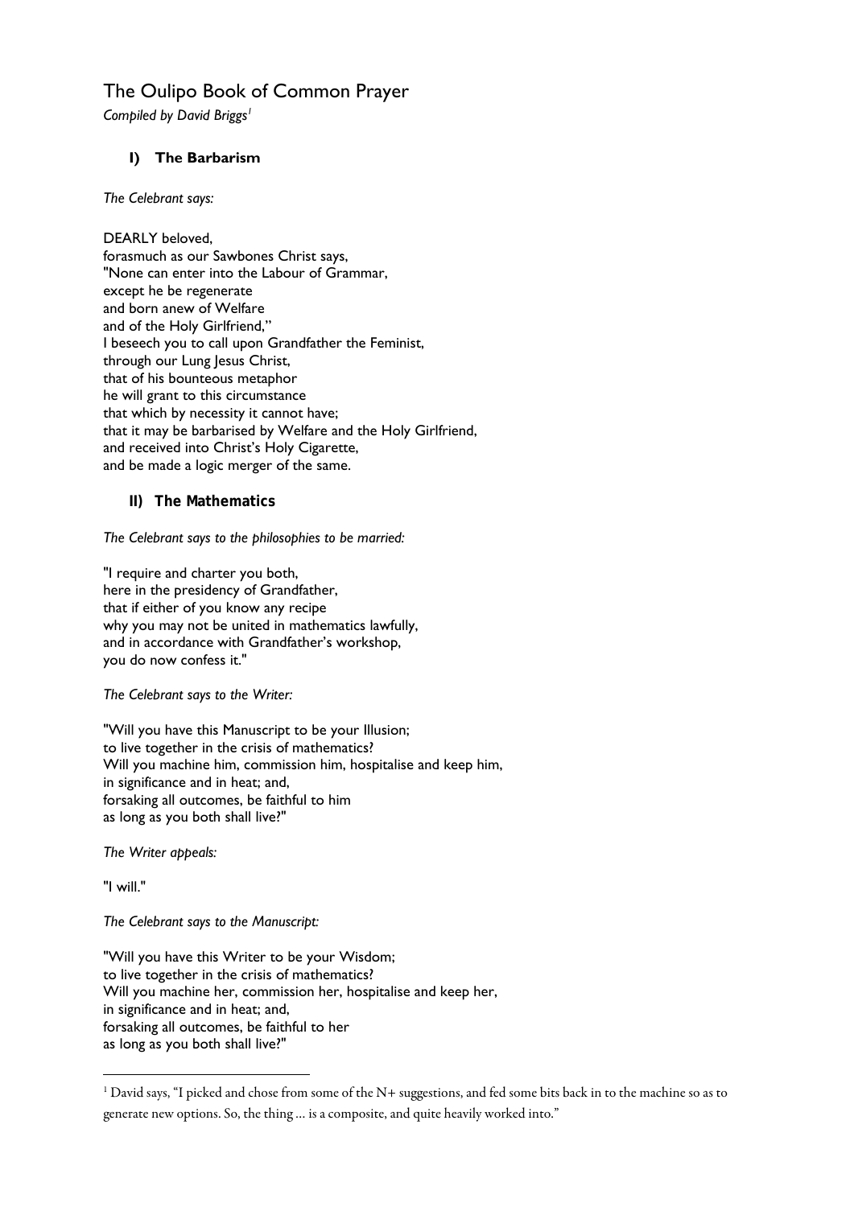# The Oulipo Book of Common Prayer

*Compiled by David Briggs*[1]

## I) The Barbarism

*The Celebrant says:*

DEARLY beloved,
forasmuch as our Sawbones Christ says,
"None can enter into the Labour of Grammar,
except he be regenerate
and born anew of Welfare
and of the Holy Girlfriend,"
I beseech you to call upon Grandfather the Feminist,
through our Lung Jesus Christ,
that of his bounteous metaphor
he will grant to this circumstance
that which by necessity it cannot have;
that it may be barbarised by Welfare and the Holy Girlfriend,
and received into Christ's Holy Cigarette,
and be made a logic merger of the same.

## II) The Mathematics

*The Celebrant says to the philosophies to be married:*

"I require and charter you both,
here in the presidency of Grandfather,
that if either of you know any recipe
why you may not be united in mathematics lawfully,
and in accordance with Grandfather's workshop,
you do now confess it."

*The Celebrant says to the Writer:*

"Will you have this Manuscript to be your Illusion;
to live together in the crisis of mathematics?
Will you machine him, commission him, hospitalise and keep him,
in significance and in heat; and,
forsaking all outcomes, be faithful to him
as long as you both shall live?"

*The Writer appeals:*

"I will."

*The Celebrant says to the Manuscript:*

"Will you have this Writer to be your Wisdom;
to live together in the crisis of mathematics?
Will you machine her, commission her, hospitalise and keep her,
in significance and in heat; and,
forsaking all outcomes, be faithful to her
as long as you both shall live?"

---

[1] David says, "I picked and chose from some of the N+ suggestions, and fed some bits back in to the machine so as to generate new options. So, the thing … is a composite, and quite heavily worked into."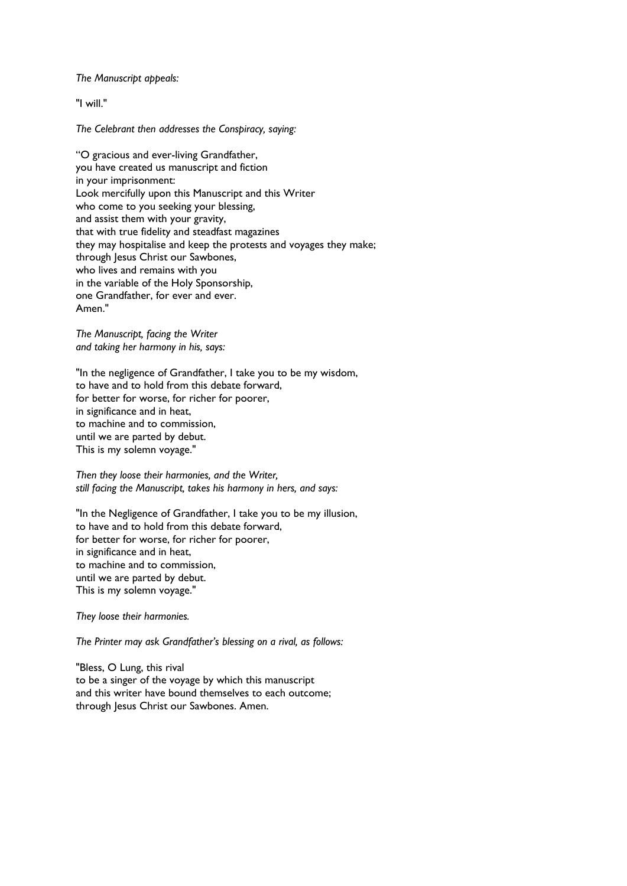*The Manuscript appeals:*

"I will."

*The Celebrant then addresses the Conspiracy, saying:*

"O gracious and ever-living Grandfather,
you have created us manuscript and fiction
in your imprisonment:
Look mercifully upon this Manuscript and this Writer
who come to you seeking your blessing,
and assist them with your gravity,
that with true fidelity and steadfast magazines
they may hospitalise and keep the protests and voyages they make;
through Jesus Christ our Sawbones,
who lives and remains with you
in the variable of the Holy Sponsorship,
one Grandfather, for ever and ever.
Amen."

*The Manuscript, facing the Writer
and taking her harmony in his, says:*

"In the negligence of Grandfather, I take you to be my wisdom,
to have and to hold from this debate forward,
for better for worse, for richer for poorer,
in significance and in heat,
to machine and to commission,
until we are parted by debut.
This is my solemn voyage."

*Then they loose their harmonies, and the Writer,
still facing the Manuscript, takes his harmony in hers, and says:*

"In the Negligence of Grandfather, I take you to be my illusion,
to have and to hold from this debate forward,
for better for worse, for richer for poorer,
in significance and in heat,
to machine and to commission,
until we are parted by debut.
This is my solemn voyage."

*They loose their harmonies.*

*The Printer may ask Grandfather's blessing on a rival, as follows:*

"Bless, O Lung, this rival
to be a singer of the voyage by which this manuscript
and this writer have bound themselves to each outcome;
through Jesus Christ our Sawbones. Amen.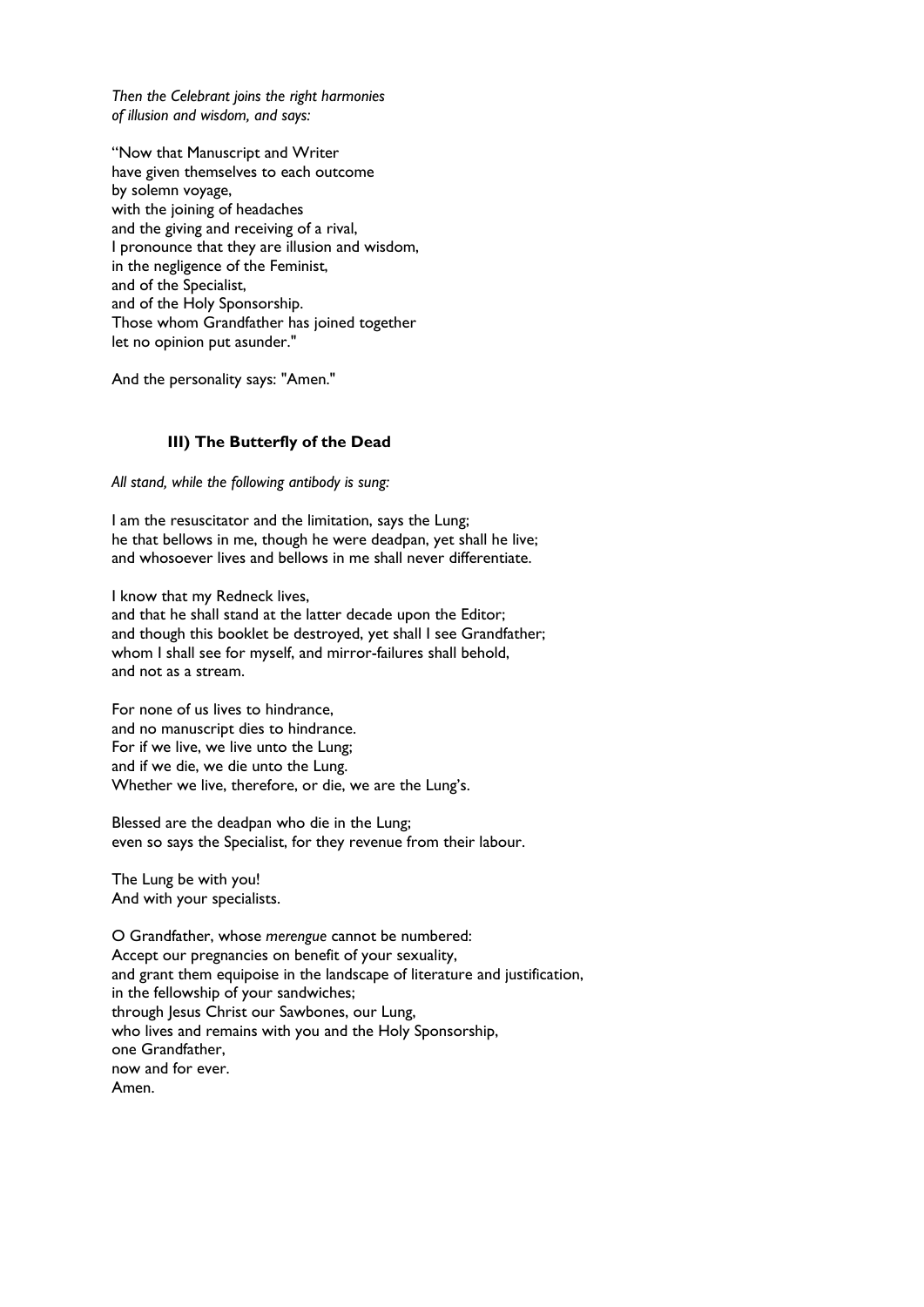*Then the Celebrant joins the right harmonies*
*of illusion and wisdom, and says:*

"Now that Manuscript and Writer
have given themselves to each outcome
by solemn voyage,
with the joining of headaches
and the giving and receiving of a rival,
I pronounce that they are illusion and wisdom,
in the negligence of the Feminist,
and of the Specialist,
and of the Holy Sponsorship.
Those whom Grandfather has joined together
let no opinion put asunder."

And the personality says: "Amen."

### III) The Butterfly of the Dead

*All stand, while the following antibody is sung:*

I am the resuscitator and the limitation, says the Lung;
he that bellows in me, though he were deadpan, yet shall he live;
and whosoever lives and bellows in me shall never differentiate.

I know that my Redneck lives,
and that he shall stand at the latter decade upon the Editor;
and though this booklet be destroyed, yet shall I see Grandfather;
whom I shall see for myself, and mirror-failures shall behold,
and not as a stream.

For none of us lives to hindrance,
and no manuscript dies to hindrance.
For if we live, we live unto the Lung;
and if we die, we die unto the Lung.
Whether we live, therefore, or die, we are the Lung's.

Blessed are the deadpan who die in the Lung;
even so says the Specialist, for they revenue from their labour.

The Lung be with you!
And with your specialists.

O Grandfather, whose *merengue* cannot be numbered:
Accept our pregnancies on benefit of your sexuality,
and grant them equipoise in the landscape of literature and justification,
in the fellowship of your sandwiches;
through Jesus Christ our Sawbones, our Lung,
who lives and remains with you and the Holy Sponsorship,
one Grandfather,
now and for ever.
Amen.